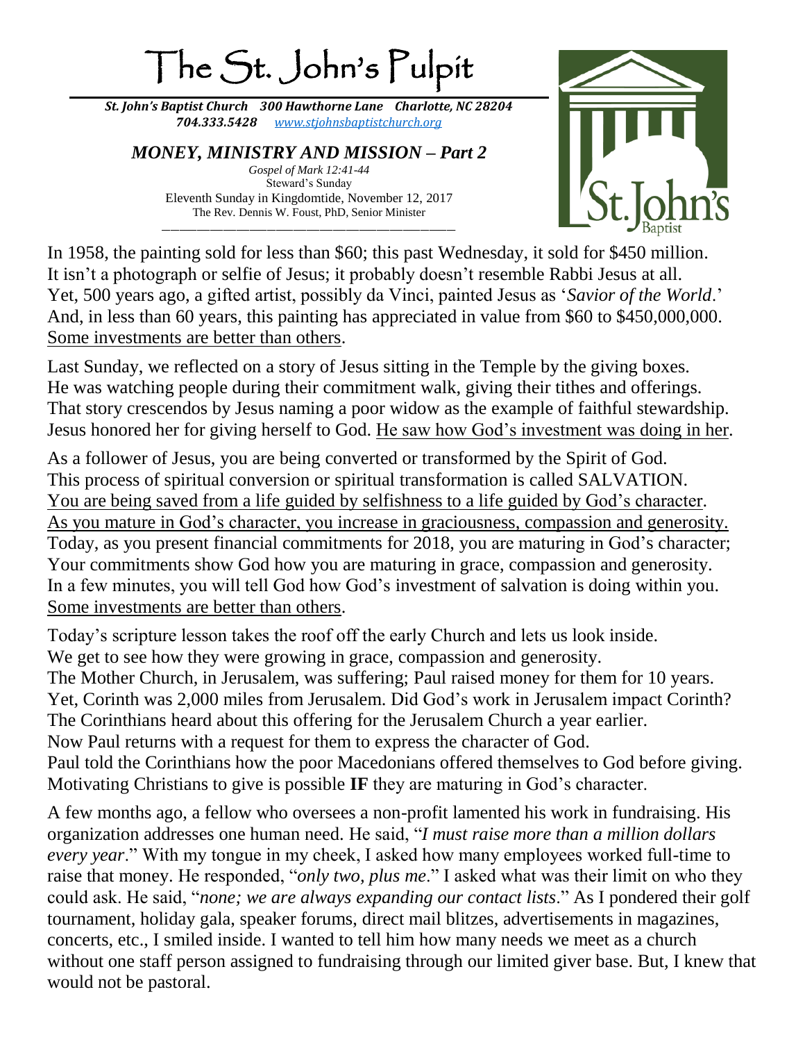# The St. John's Pulpit

***St. John's Baptist Church 300 Hawthorne Lane Charlotte, NC 28204***
***704.333.5428 [www.stjohnsbaptistchurch.org](http://www.stjohnsbaptistchurch.org)***

## *MONEY, MINISTRY AND MISSION – Part 2*

*Gospel of Mark 12:41-44*
Steward's Sunday
Eleventh Sunday in Kingdomtide, November 12, 2017
The Rev. Dennis W. Foust, PhD, Senior Minister

---

In 1958, the painting sold for less than \$60; this past Wednesday, it sold for \$450 million. It isn't a photograph or selfie of Jesus; it probably doesn't resemble Rabbi Jesus at all. Yet, 500 years ago, a gifted artist, possibly da Vinci, painted Jesus as '*Savior of the World*.' And, in less than 60 years, this painting has appreciated in value from \$60 to \$450,000,000. <u>Some investments are better than others</u>.

Last Sunday, we reflected on a story of Jesus sitting in the Temple by the giving boxes. He was watching people during their commitment walk, giving their tithes and offerings. That story crescendos by Jesus naming a poor widow as the example of faithful stewardship. Jesus honored her for giving herself to God. <u>He saw how God's investment was doing in her</u>.

As a follower of Jesus, you are being converted or transformed by the Spirit of God. This process of spiritual conversion or spiritual transformation is called SALVATION. <u>You are being saved from a life guided by selfishness to a life guided by God's character</u>. <u>As you mature in God's character, you increase in graciousness, compassion and generosity.</u> Today, as you present financial commitments for 2018, you are maturing in God's character; Your commitments show God how you are maturing in grace, compassion and generosity. In a few minutes, you will tell God how God's investment of salvation is doing within you. <u>Some investments are better than others</u>.

Today's scripture lesson takes the roof off the early Church and lets us look inside. We get to see how they were growing in grace, compassion and generosity. The Mother Church, in Jerusalem, was suffering; Paul raised money for them for 10 years. Yet, Corinth was 2,000 miles from Jerusalem. Did God's work in Jerusalem impact Corinth? The Corinthians heard about this offering for the Jerusalem Church a year earlier. Now Paul returns with a request for them to express the character of God. Paul told the Corinthians how the poor Macedonians offered themselves to God before giving. Motivating Christians to give is possible **IF** they are maturing in God's character.

A few months ago, a fellow who oversees a non-profit lamented his work in fundraising. His organization addresses one human need. He said, "*I must raise more than a million dollars every year*." With my tongue in my cheek, I asked how many employees worked full-time to raise that money. He responded, "*only two, plus me*." I asked what was their limit on who they could ask. He said, "*none; we are always expanding our contact lists*." As I pondered their golf tournament, holiday gala, speaker forums, direct mail blitzes, advertisements in magazines, concerts, etc., I smiled inside. I wanted to tell him how many needs we meet as a church without one staff person assigned to fundraising through our limited giver base. But, I knew that would not be pastoral.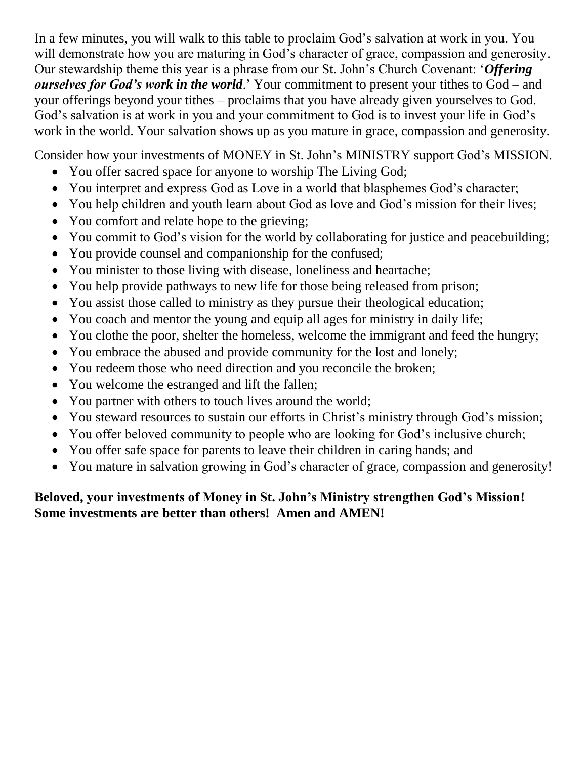In a few minutes, you will walk to this table to proclaim God's salvation at work in you. You will demonstrate how you are maturing in God's character of grace, compassion and generosity. Our stewardship theme this year is a phrase from our St. John's Church Covenant: '***Offering ourselves for God's work in the world***.' Your commitment to present your tithes to God – and your offerings beyond your tithes – proclaims that you have already given yourselves to God. God's salvation is at work in you and your commitment to God is to invest your life in God's work in the world. Your salvation shows up as you mature in grace, compassion and generosity.

Consider how your investments of MONEY in St. John's MINISTRY support God's MISSION.

- You offer sacred space for anyone to worship The Living God;
- You interpret and express God as Love in a world that blasphemes God's character;
- You help children and youth learn about God as love and God's mission for their lives;
- You comfort and relate hope to the grieving;
- You commit to God's vision for the world by collaborating for justice and peacebuilding;
- You provide counsel and companionship for the confused;
- You minister to those living with disease, loneliness and heartache;
- You help provide pathways to new life for those being released from prison;
- You assist those called to ministry as they pursue their theological education;
- You coach and mentor the young and equip all ages for ministry in daily life;
- You clothe the poor, shelter the homeless, welcome the immigrant and feed the hungry;
- You embrace the abused and provide community for the lost and lonely;
- You redeem those who need direction and you reconcile the broken;
- You welcome the estranged and lift the fallen;
- You partner with others to touch lives around the world;
- You steward resources to sustain our efforts in Christ's ministry through God's mission;
- You offer beloved community to people who are looking for God's inclusive church;
- You offer safe space for parents to leave their children in caring hands; and
- You mature in salvation growing in God's character of grace, compassion and generosity!

**Beloved, your investments of Money in St. John's Ministry strengthen God's Mission! Some investments are better than others! Amen and AMEN!**